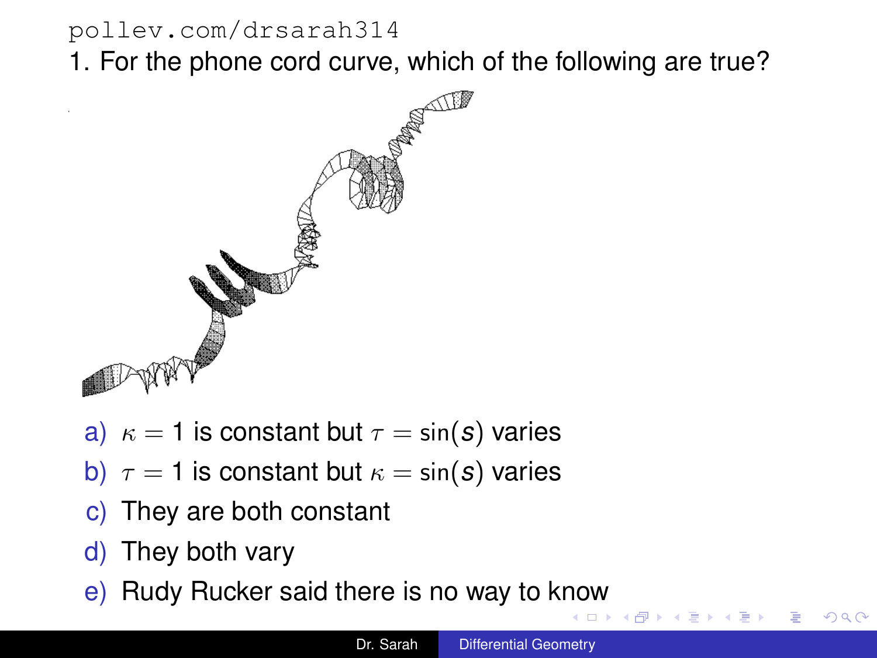pollev.com/drsarah314

1. For the phone cord curve, which of the following are true?

a) $\kappa = 1$ is constant but $\tau = \sin(s)$ varies
b) $\tau = 1$ is constant but $\kappa = \sin(s)$ varies
c) They are both constant
d) They both vary
e) Rudy Rucker said there is no way to know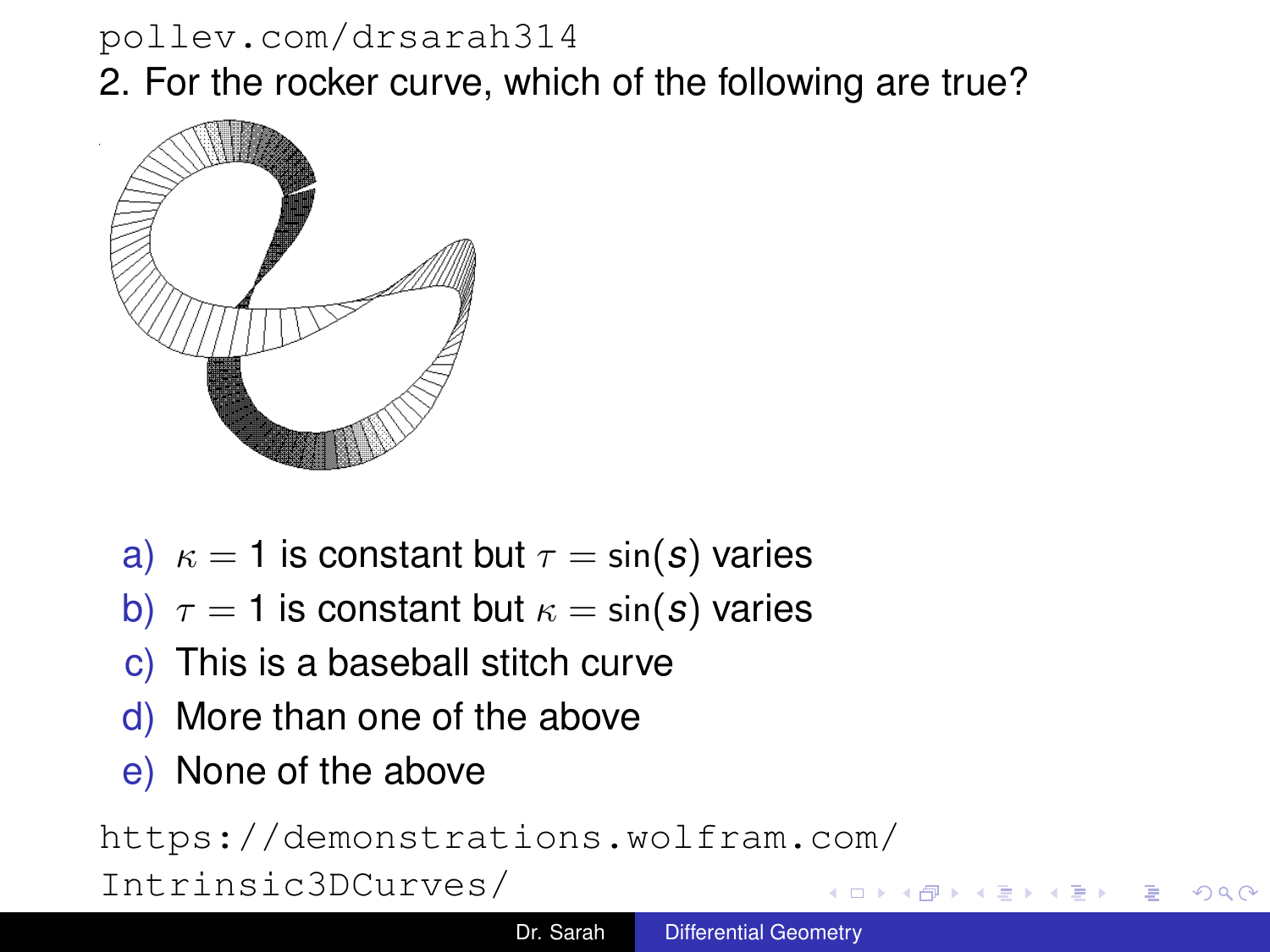pollev.com/drsarah314

2. For the rocker curve, which of the following are true?

a) $\kappa = 1$ is constant but $\tau = \sin(s)$ varies
b) $\tau = 1$ is constant but $\kappa = \sin(s)$ varies
c) This is a baseball stitch curve
d) More than one of the above
e) None of the above

https://demonstrations.wolfram.com/Intrinsic3DCurves/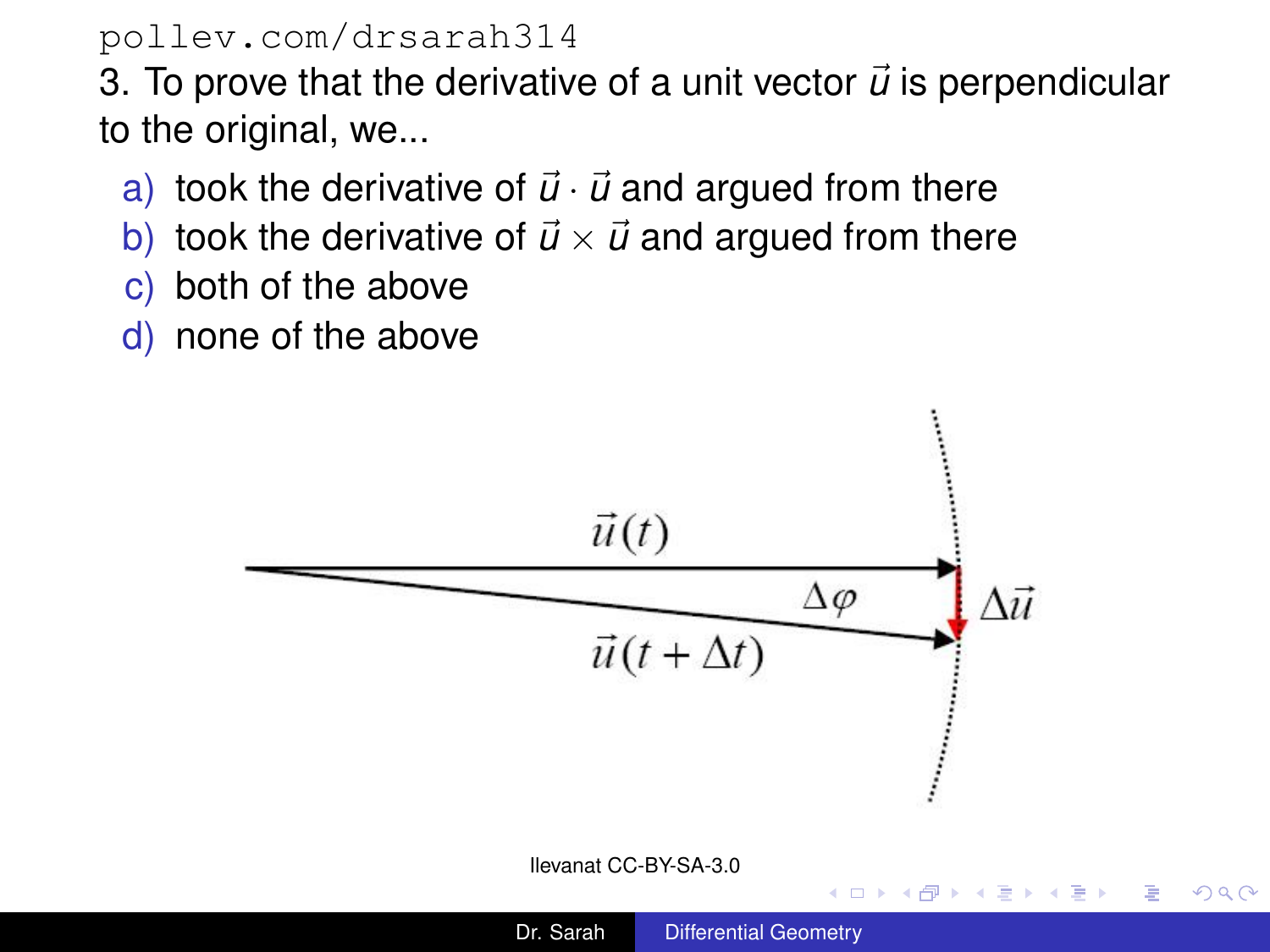pollev.com/drsarah314

3. To prove that the derivative of a unit vector $\vec{u}$ is perpendicular to the original, we...

a) took the derivative of $\vec{u} \cdot \vec{u}$ and argued from there
b) took the derivative of $\vec{u} \times \vec{u}$ and argued from there
c) both of the above
d) none of the above

Ilevanat CC-BY-SA-3.0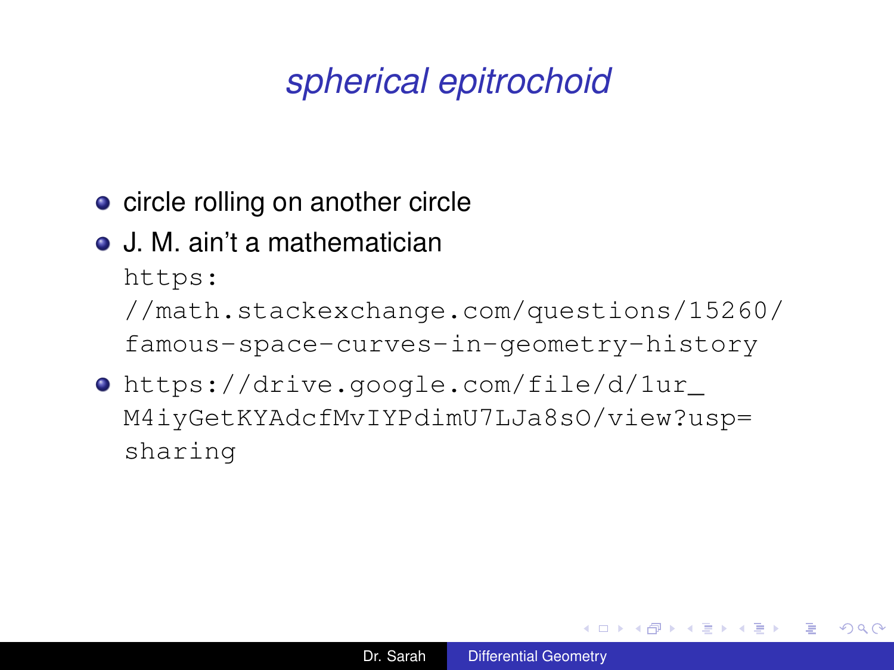# *spherical epitrochoid*

- circle rolling on another circle
- J. M. ain't a mathematician
  `https://math.stackexchange.com/questions/15260/famous-space-curves-in-geometry-history`
- `https://drive.google.com/file/d/1ur_M4iyGetKYAdcfMvIYPdimU7LJa8sO/view?usp=sharing`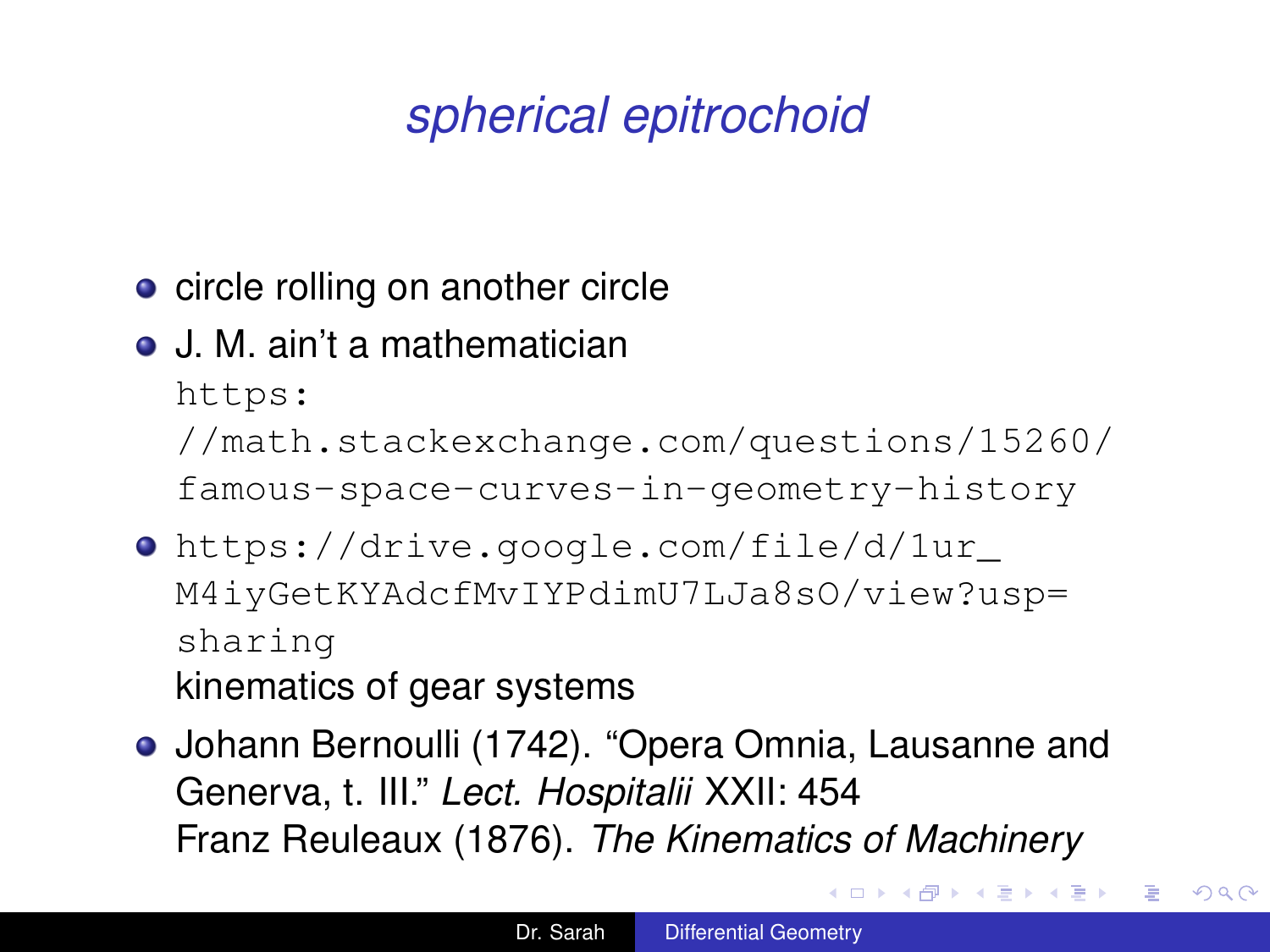# *spherical epitrochoid*

- circle rolling on another circle
- J. M. ain't a mathematician
  https://math.stackexchange.com/questions/15260/famous-space-curves-in-geometry-history
- https://drive.google.com/file/d/1ur_M4iyGetKYAdcfMvIYPdimU7LJa8sO/view?usp=sharing
  kinematics of gear systems
- Johann Bernoulli (1742). "Opera Omnia, Lausanne and Generva, t. III." *Lect. Hospitalii* XXII: 454
  Franz Reuleaux (1876). *The Kinematics of Machinery*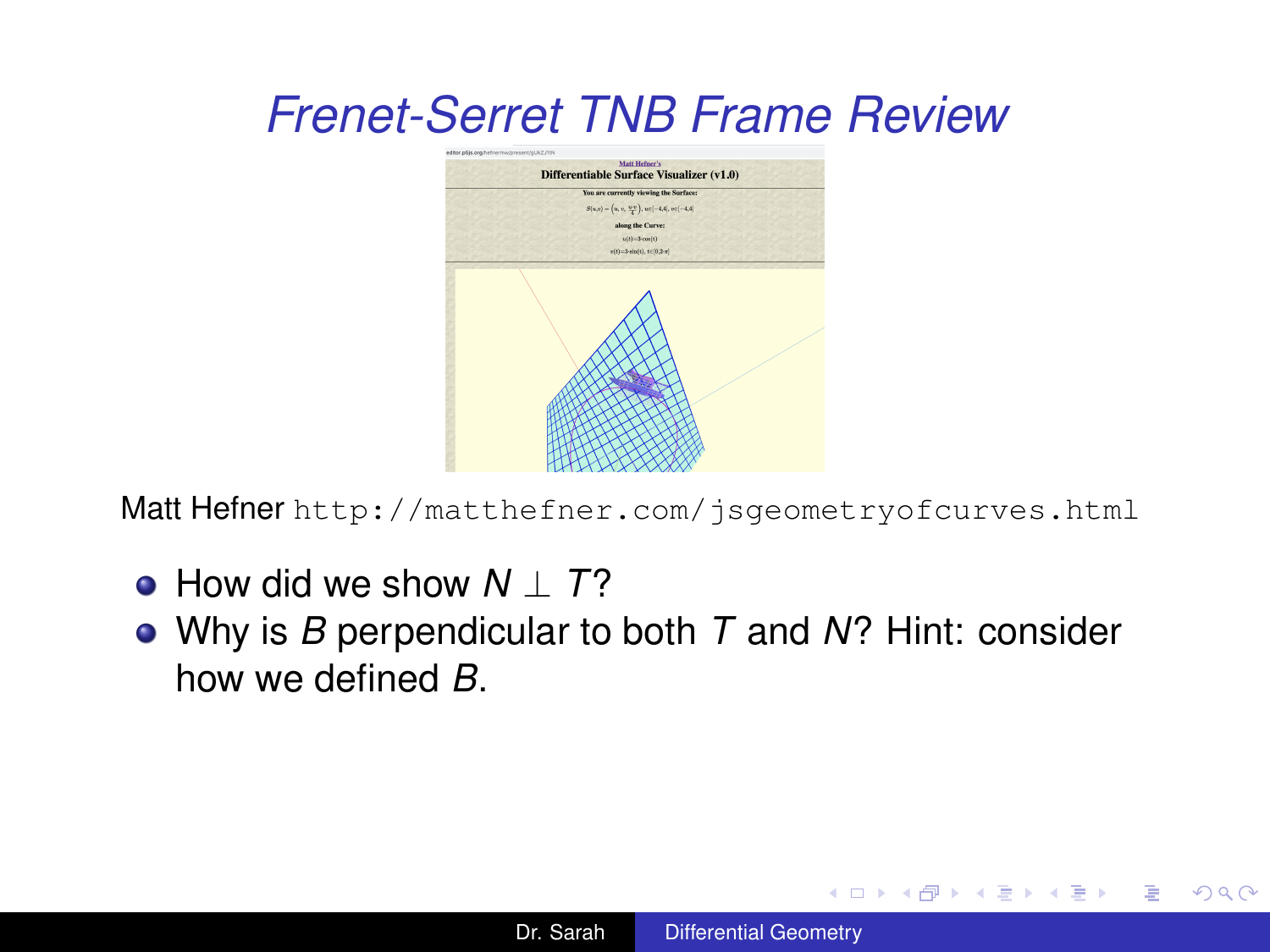# Frenet-Serret TNB Frame Review

Matt Hefner `http://matthefner.com/jsgeometryofcurves.html`

- How did we show $N \perp T$?
- Why is $B$ perpendicular to both $T$ and $N$? Hint: consider how we defined $B$.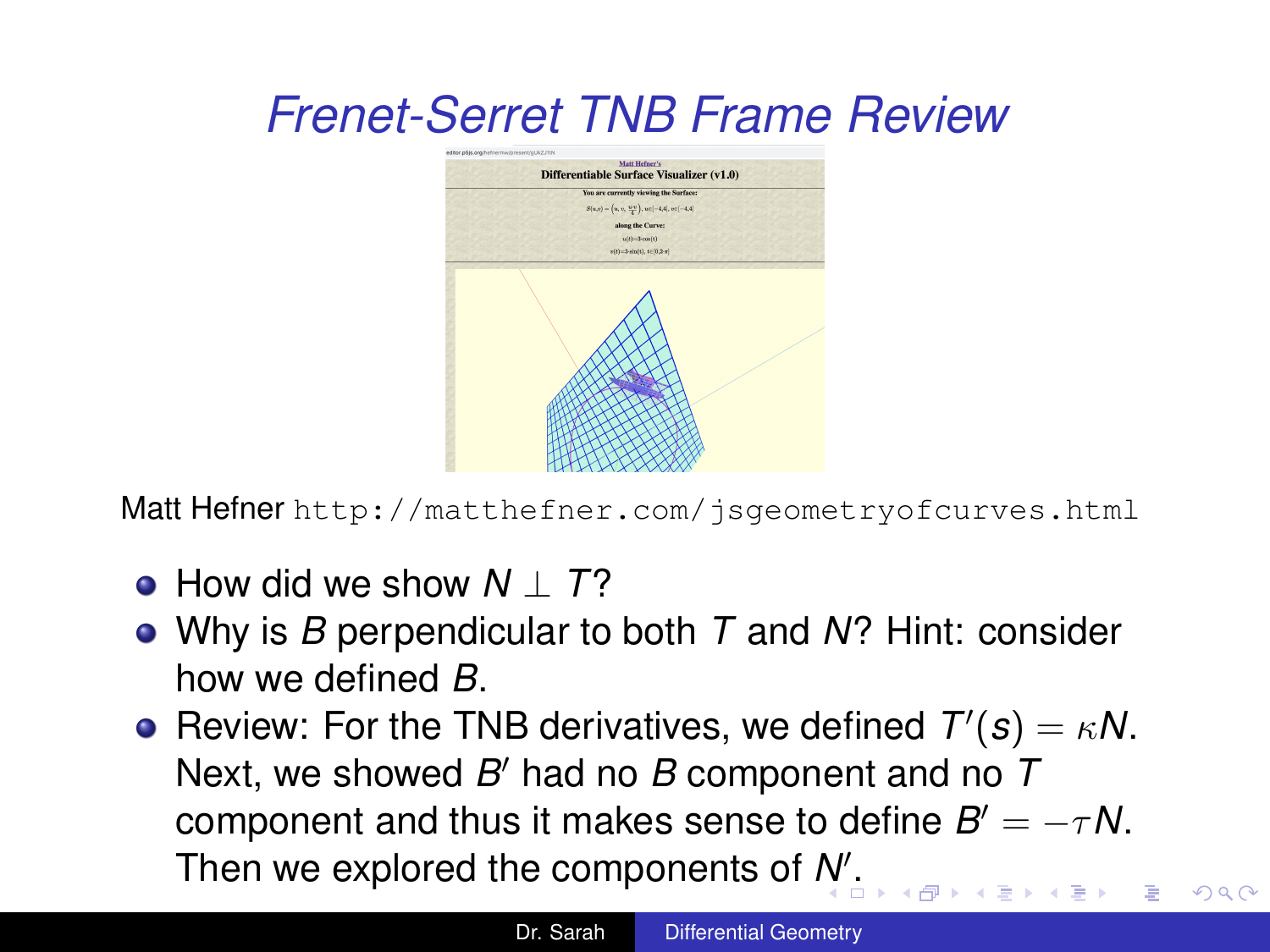# Frenet-Serret TNB Frame Review

Matt Hefner http://matthefner.com/jsgeometryofcurves.html

- How did we show $N \perp T$?
- Why is $B$ perpendicular to both $T$ and $N$? Hint: consider how we defined $B$.
- Review: For the TNB derivatives, we defined $T'(s) = \kappa N$. Next, we showed $B'$ had no $B$ component and no $T$ component and thus it makes sense to define $B' = -\tau N$. Then we explored the components of $N'$.